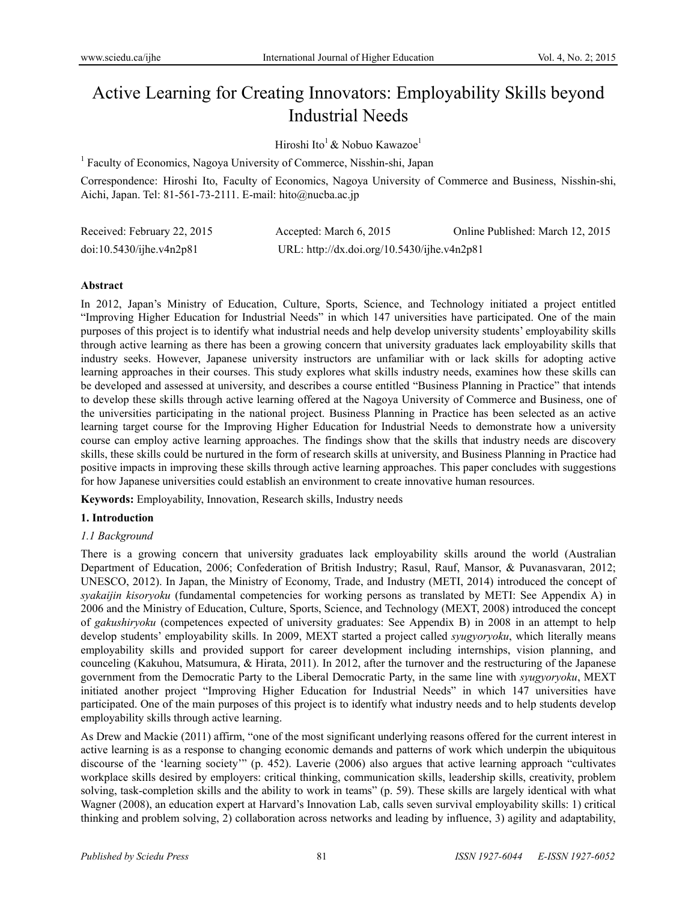# Active Learning for Creating Innovators: Employability Skills beyond Industrial Needs

Hiroshi Ito[1] & Nobuo Kawazoe[1]

[1] Faculty of Economics, Nagoya University of Commerce, Nisshin-shi, Japan

Correspondence: Hiroshi Ito, Faculty of Economics, Nagoya University of Commerce and Business, Nisshin-shi, Aichi, Japan. Tel: 81-561-73-2111. E-mail: hito@nucba.ac.jp

Received: February 22, 2015 Accepted: March 6, 2015 Online Published: March 12, 2015

doi:10.5430/ijhe.v4n2p81 URL: http://dx.doi.org/10.5430/ijhe.v4n2p81

## Abstract

In 2012, Japan's Ministry of Education, Culture, Sports, Science, and Technology initiated a project entitled "Improving Higher Education for Industrial Needs" in which 147 universities have participated. One of the main purposes of this project is to identify what industrial needs and help develop university students' employability skills through active learning as there has been a growing concern that university graduates lack employability skills that industry seeks. However, Japanese university instructors are unfamiliar with or lack skills for adopting active learning approaches in their courses. This study explores what skills industry needs, examines how these skills can be developed and assessed at university, and describes a course entitled "Business Planning in Practice" that intends to develop these skills through active learning offered at the Nagoya University of Commerce and Business, one of the universities participating in the national project. Business Planning in Practice has been selected as an active learning target course for the Improving Higher Education for Industrial Needs to demonstrate how a university course can employ active learning approaches. The findings show that the skills that industry needs are discovery skills, these skills could be nurtured in the form of research skills at university, and Business Planning in Practice had positive impacts in improving these skills through active learning approaches. This paper concludes with suggestions for how Japanese universities could establish an environment to create innovative human resources.

**Keywords:** Employability, Innovation, Research skills, Industry needs

## 1. Introduction

### 1.1 Background

There is a growing concern that university graduates lack employability skills around the world (Australian Department of Education, 2006; Confederation of British Industry; Rasul, Rauf, Mansor, & Puvanasvaran, 2012; UNESCO, 2012). In Japan, the Ministry of Economy, Trade, and Industry (METI, 2014) introduced the concept of *syakaijin kisoryoku* (fundamental competencies for working persons as translated by METI: See Appendix A) in 2006 and the Ministry of Education, Culture, Sports, Science, and Technology (MEXT, 2008) introduced the concept of *gakushiryoku* (competences expected of university graduates: See Appendix B) in 2008 in an attempt to help develop students' employability skills. In 2009, MEXT started a project called *syugyoryoku*, which literally means employability skills and provided support for career development including internships, vision planning, and counceling (Kakuhou, Matsumura, & Hirata, 2011). In 2012, after the turnover and the restructuring of the Japanese government from the Democratic Party to the Liberal Democratic Party, in the same line with *syugyoryoku*, MEXT initiated another project "Improving Higher Education for Industrial Needs" in which 147 universities have participated. One of the main purposes of this project is to identify what industry needs and to help students develop employability skills through active learning.

As Drew and Mackie (2011) affirm, "one of the most significant underlying reasons offered for the current interest in active learning is as a response to changing economic demands and patterns of work which underpin the ubiquitous discourse of the 'learning society'" (p. 452). Laverie (2006) also argues that active learning approach "cultivates workplace skills desired by employers: critical thinking, communication skills, leadership skills, creativity, problem solving, task-completion skills and the ability to work in teams" (p. 59). These skills are largely identical with what Wagner (2008), an education expert at Harvard's Innovation Lab, calls seven survival employability skills: 1) critical thinking and problem solving, 2) collaboration across networks and leading by influence, 3) agility and adaptability,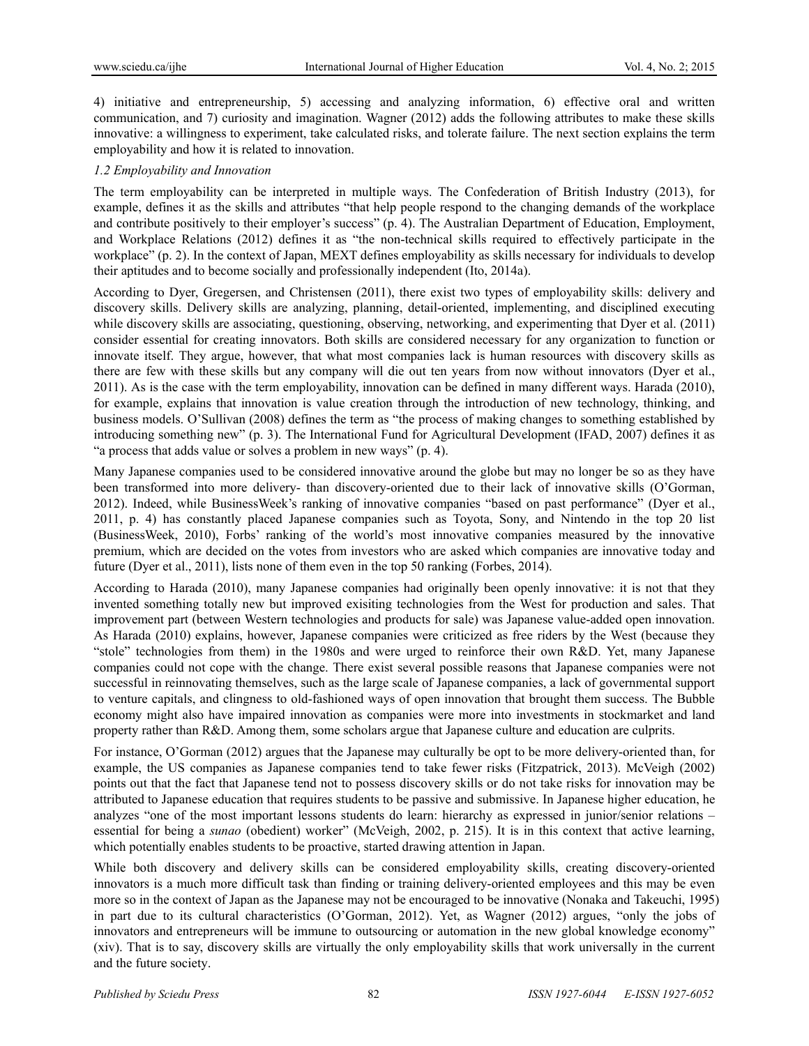4) initiative and entrepreneurship, 5) accessing and analyzing information, 6) effective oral and written communication, and 7) curiosity and imagination. Wagner (2012) adds the following attributes to make these skills innovative: a willingness to experiment, take calculated risks, and tolerate failure. The next section explains the term employability and how it is related to innovation.

### *1.2 Employability and Innovation*

The term employability can be interpreted in multiple ways. The Confederation of British Industry (2013), for example, defines it as the skills and attributes "that help people respond to the changing demands of the workplace and contribute positively to their employer's success" (p. 4). The Australian Department of Education, Employment, and Workplace Relations (2012) defines it as "the non-technical skills required to effectively participate in the workplace" (p. 2). In the context of Japan, MEXT defines employability as skills necessary for individuals to develop their aptitudes and to become socially and professionally independent (Ito, 2014a).

According to Dyer, Gregersen, and Christensen (2011), there exist two types of employability skills: delivery and discovery skills. Delivery skills are analyzing, planning, detail-oriented, implementing, and disciplined executing while discovery skills are associating, questioning, observing, networking, and experimenting that Dyer et al. (2011) consider essential for creating innovators. Both skills are considered necessary for any organization to function or innovate itself. They argue, however, that what most companies lack is human resources with discovery skills as there are few with these skills but any company will die out ten years from now without innovators (Dyer et al., 2011). As is the case with the term employability, innovation can be defined in many different ways. Harada (2010), for example, explains that innovation is value creation through the introduction of new technology, thinking, and business models. O'Sullivan (2008) defines the term as "the process of making changes to something established by introducing something new" (p. 3). The International Fund for Agricultural Development (IFAD, 2007) defines it as "a process that adds value or solves a problem in new ways" (p. 4).

Many Japanese companies used to be considered innovative around the globe but may no longer be so as they have been transformed into more delivery- than discovery-oriented due to their lack of innovative skills (O'Gorman, 2012). Indeed, while BusinessWeek's ranking of innovative companies "based on past performance" (Dyer et al., 2011, p. 4) has constantly placed Japanese companies such as Toyota, Sony, and Nintendo in the top 20 list (BusinessWeek, 2010), Forbs' ranking of the world's most innovative companies measured by the innovative premium, which are decided on the votes from investors who are asked which companies are innovative today and future (Dyer et al., 2011), lists none of them even in the top 50 ranking (Forbes, 2014).

According to Harada (2010), many Japanese companies had originally been openly innovative: it is not that they invented something totally new but improved exisiting technologies from the West for production and sales. That improvement part (between Western technologies and products for sale) was Japanese value-added open innovation. As Harada (2010) explains, however, Japanese companies were criticized as free riders by the West (because they "stole" technologies from them) in the 1980s and were urged to reinforce their own R&D. Yet, many Japanese companies could not cope with the change. There exist several possible reasons that Japanese companies were not successful in reinnovating themselves, such as the large scale of Japanese companies, a lack of governmental support to venture capitals, and clingness to old-fashioned ways of open innovation that brought them success. The Bubble economy might also have impaired innovation as companies were more into investments in stockmarket and land property rather than R&D. Among them, some scholars argue that Japanese culture and education are culprits.

For instance, O'Gorman (2012) argues that the Japanese may culturally be opt to be more delivery-oriented than, for example, the US companies as Japanese companies tend to take fewer risks (Fitzpatrick, 2013). McVeigh (2002) points out that the fact that Japanese tend not to possess discovery skills or do not take risks for innovation may be attributed to Japanese education that requires students to be passive and submissive. In Japanese higher education, he analyzes "one of the most important lessons students do learn: hierarchy as expressed in junior/senior relations – essential for being a *sunao* (obedient) worker" (McVeigh, 2002, p. 215). It is in this context that active learning, which potentially enables students to be proactive, started drawing attention in Japan.

While both discovery and delivery skills can be considered employability skills, creating discovery-oriented innovators is a much more difficult task than finding or training delivery-oriented employees and this may be even more so in the context of Japan as the Japanese may not be encouraged to be innovative (Nonaka and Takeuchi, 1995) in part due to its cultural characteristics (O'Gorman, 2012). Yet, as Wagner (2012) argues, "only the jobs of innovators and entrepreneurs will be immune to outsourcing or automation in the new global knowledge economy" (xiv). That is to say, discovery skills are virtually the only employability skills that work universally in the current and the future society.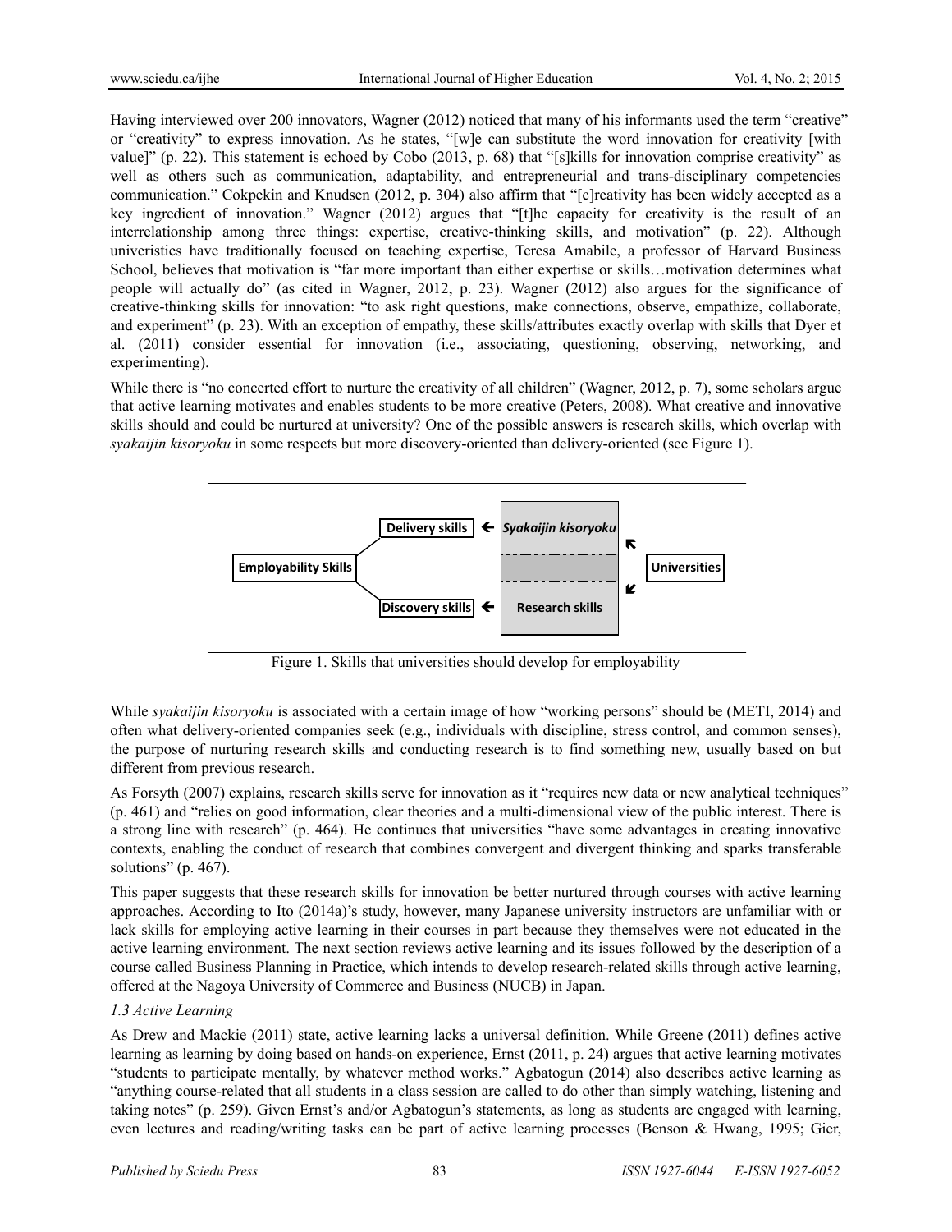Having interviewed over 200 innovators, Wagner (2012) noticed that many of his informants used the term "creative" or "creativity" to express innovation. As he states, "[w]e can substitute the word innovation for creativity [with value]" (p. 22). This statement is echoed by Cobo (2013, p. 68) that "[s]kills for innovation comprise creativity" as well as others such as communication, adaptability, and entrepreneurial and trans-disciplinary competencies communication." Cokpekin and Knudsen (2012, p. 304) also affirm that "[c]reativity has been widely accepted as a key ingredient of innovation." Wagner (2012) argues that "[t]he capacity for creativity is the result of an interrelationship among three things: expertise, creative-thinking skills, and motivation" (p. 22). Although univerisities have traditionally focused on teaching expertise, Teresa Amabile, a professor of Harvard Business School, believes that motivation is "far more important than either expertise or skills…motivation determines what people will actually do" (as cited in Wagner, 2012, p. 23). Wagner (2012) also argues for the significance of creative-thinking skills for innovation: "to ask right questions, make connections, observe, empathize, collaborate, and experiment" (p. 23). With an exception of empathy, these skills/attributes exactly overlap with skills that Dyer et al. (2011) consider essential for innovation (i.e., associating, questioning, observing, networking, and experimenting).

While there is "no concerted effort to nurture the creativity of all children" (Wagner, 2012, p. 7), some scholars argue that active learning motivates and enables students to be more creative (Peters, 2008). What creative and innovative skills should and could be nurtured at university? One of the possible answers is research skills, which overlap with *syakaijin kisoryoku* in some respects but more discovery-oriented than delivery-oriented (see Figure 1).

| | | | | |
|---|---|---|---|---|
| Employability Skills | Delivery skills | ← | *Syakaijin kisoryoku* | Universities |
| | Discovery skills | ← | Research skills | |

Figure 1. Skills that universities should develop for employability

While *syakaijin kisoryoku* is associated with a certain image of how "working persons" should be (METI, 2014) and often what delivery-oriented companies seek (e.g., individuals with discipline, stress control, and common senses), the purpose of nurturing research skills and conducting research is to find something new, usually based on but different from previous research.

As Forsyth (2007) explains, research skills serve for innovation as it "requires new data or new analytical techniques" (p. 461) and "relies on good information, clear theories and a multi-dimensional view of the public interest. There is a strong line with research" (p. 464). He continues that universities "have some advantages in creating innovative contexts, enabling the conduct of research that combines convergent and divergent thinking and sparks transferable solutions" (p. 467).

This paper suggests that these research skills for innovation be better nurtured through courses with active learning approaches. According to Ito (2014a)'s study, however, many Japanese university instructors are unfamiliar with or lack skills for employing active learning in their courses in part because they themselves were not educated in the active learning environment. The next section reviews active learning and its issues followed by the description of a course called Business Planning in Practice, which intends to develop research-related skills through active learning, offered at the Nagoya University of Commerce and Business (NUCB) in Japan.

### *1.3 Active Learning*

As Drew and Mackie (2011) state, active learning lacks a universal definition. While Greene (2011) defines active learning as learning by doing based on hands-on experience, Ernst (2011, p. 24) argues that active learning motivates "students to participate mentally, by whatever method works." Agbatogun (2014) also describes active learning as "anything course-related that all students in a class session are called to do other than simply watching, listening and taking notes" (p. 259). Given Ernst's and/or Agbatogun's statements, as long as students are engaged with learning, even lectures and reading/writing tasks can be part of active learning processes (Benson & Hwang, 1995; Gier,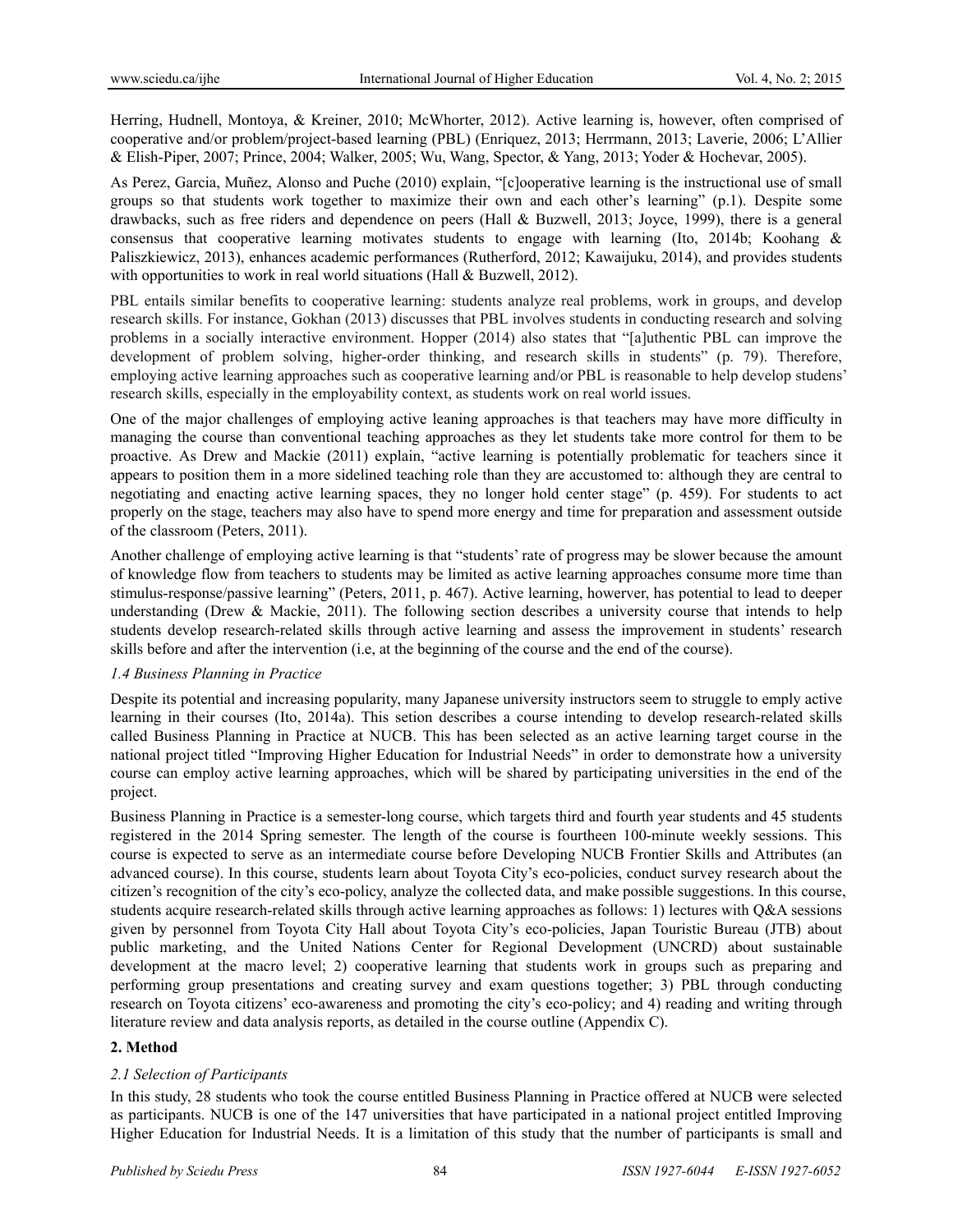Herring, Hudnell, Montoya, & Kreiner, 2010; McWhorter, 2012). Active learning is, however, often comprised of cooperative and/or problem/project-based learning (PBL) (Enriquez, 2013; Herrmann, 2013; Laverie, 2006; L'Allier & Elish-Piper, 2007; Prince, 2004; Walker, 2005; Wu, Wang, Spector, & Yang, 2013; Yoder & Hochevar, 2005).

As Perez, Garcia, Muñez, Alonso and Puche (2010) explain, "[c]ooperative learning is the instructional use of small groups so that students work together to maximize their own and each other's learning" (p.1). Despite some drawbacks, such as free riders and dependence on peers (Hall & Buzwell, 2013; Joyce, 1999), there is a general consensus that cooperative learning motivates students to engage with learning (Ito, 2014b; Koohang & Paliszkiewicz, 2013), enhances academic performances (Rutherford, 2012; Kawaijuku, 2014), and provides students with opportunities to work in real world situations (Hall & Buzwell, 2012).

PBL entails similar benefits to cooperative learning: students analyze real problems, work in groups, and develop research skills. For instance, Gokhan (2013) discusses that PBL involves students in conducting research and solving problems in a socially interactive environment. Hopper (2014) also states that "[a]uthentic PBL can improve the development of problem solving, higher-order thinking, and research skills in students" (p. 79). Therefore, employing active learning approaches such as cooperative learning and/or PBL is reasonable to help develop studens' research skills, especially in the employability context, as students work on real world issues.

One of the major challenges of employing active leaning approaches is that teachers may have more difficulty in managing the course than conventional teaching approaches as they let students take more control for them to be proactive. As Drew and Mackie (2011) explain, "active learning is potentially problematic for teachers since it appears to position them in a more sidelined teaching role than they are accustomed to: although they are central to negotiating and enacting active learning spaces, they no longer hold center stage" (p. 459). For students to act properly on the stage, teachers may also have to spend more energy and time for preparation and assessment outside of the classroom (Peters, 2011).

Another challenge of employing active learning is that "students' rate of progress may be slower because the amount of knowledge flow from teachers to students may be limited as active learning approaches consume more time than stimulus-response/passive learning" (Peters, 2011, p. 467). Active learning, howerver, has potential to lead to deeper understanding (Drew & Mackie, 2011). The following section describes a university course that intends to help students develop research-related skills through active learning and assess the improvement in students' research skills before and after the intervention (i.e, at the beginning of the course and the end of the course).

### *1.4 Business Planning in Practice*

Despite its potential and increasing popularity, many Japanese university instructors seem to struggle to emply active learning in their courses (Ito, 2014a). This setion describes a course intending to develop research-related skills called Business Planning in Practice at NUCB. This has been selected as an active learning target course in the national project titled "Improving Higher Education for Industrial Needs" in order to demonstrate how a university course can employ active learning approaches, which will be shared by participating universities in the end of the project.

Business Planning in Practice is a semester-long course, which targets third and fourth year students and 45 students registered in the 2014 Spring semester. The length of the course is fourtheen 100-minute weekly sessions. This course is expected to serve as an intermediate course before Developing NUCB Frontier Skills and Attributes (an advanced course). In this course, students learn about Toyota City's eco-policies, conduct survey research about the citizen's recognition of the city's eco-policy, analyze the collected data, and make possible suggestions. In this course, students acquire research-related skills through active learning approaches as follows: 1) lectures with Q&A sessions given by personnel from Toyota City Hall about Toyota City's eco-policies, Japan Touristic Bureau (JTB) about public marketing, and the United Nations Center for Regional Development (UNCRD) about sustainable development at the macro level; 2) cooperative learning that students work in groups such as preparing and performing group presentations and creating survey and exam questions together; 3) PBL through conducting research on Toyota citizens' eco-awareness and promoting the city's eco-policy; and 4) reading and writing through literature review and data analysis reports, as detailed in the course outline (Appendix C).

## **2. Method**

### *2.1 Selection of Participants*

In this study, 28 students who took the course entitled Business Planning in Practice offered at NUCB were selected as participants. NUCB is one of the 147 universities that have participated in a national project entitled Improving Higher Education for Industrial Needs. It is a limitation of this study that the number of participants is small and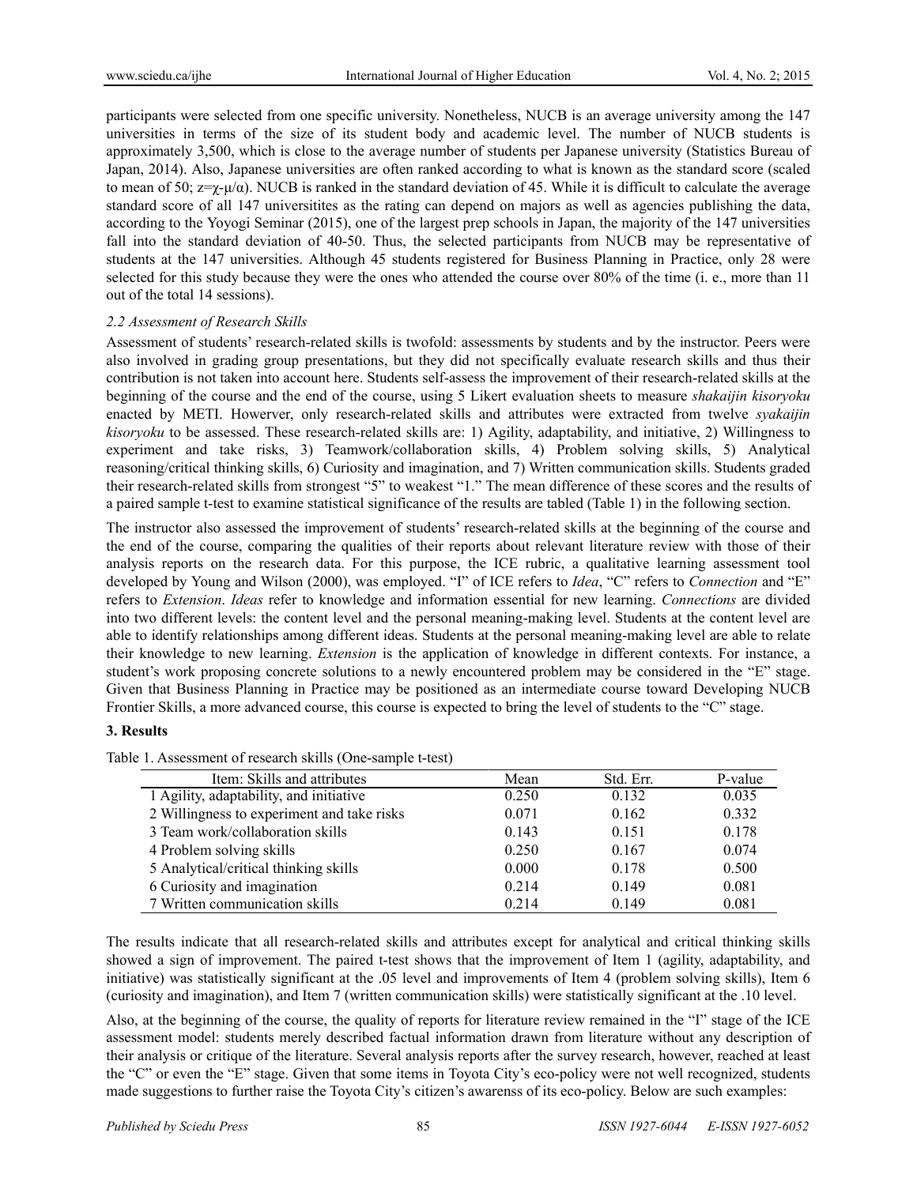participants were selected from one specific university. Nonetheless, NUCB is an average university among the 147 universities in terms of the size of its student body and academic level. The number of NUCB students is approximately 3,500, which is close to the average number of students per Japanese university (Statistics Bureau of Japan, 2014). Also, Japanese universities are often ranked according to what is known as the standard score (scaled to mean of 50; $z=\chi-\mu/\alpha$). NUCB is ranked in the standard deviation of 45. While it is difficult to calculate the average standard score of all 147 universitites as the rating can depend on majors as well as agencies publishing the data, according to the Yoyogi Seminar (2015), one of the largest prep schools in Japan, the majority of the 147 universities fall into the standard deviation of 40-50. Thus, the selected participants from NUCB may be representative of students at the 147 universities. Although 45 students registered for Business Planning in Practice, only 28 were selected for this study because they were the ones who attended the course over 80% of the time (i. e., more than 11 out of the total 14 sessions).

### *2.2 Assessment of Research Skills*

Assessment of students' research-related skills is twofold: assessments by students and by the instructor. Peers were also involved in grading group presentations, but they did not specifically evaluate research skills and thus their contribution is not taken into account here. Students self-assess the improvement of their research-related skills at the beginning of the course and the end of the course, using 5 Likert evaluation sheets to measure *shakaijin kisoryoku* enacted by METI. However, only research-related skills and attributes were extracted from twelve *syakaijin kisoryoku* to be assessed. These research-related skills are: 1) Agility, adaptability, and initiative, 2) Willingness to experiment and take risks, 3) Teamwork/collaboration skills, 4) Problem solving skills, 5) Analytical reasoning/critical thinking skills, 6) Curiosity and imagination, and 7) Written communication skills. Students graded their research-related skills from strongest "5" to weakest "1." The mean difference of these scores and the results of a paired sample t-test to examine statistical significance of the results are tabled (Table 1) in the following section.

The instructor also assessed the improvement of students' research-related skills at the beginning of the course and the end of the course, comparing the qualities of their reports about relevant literature review with those of their analysis reports on the research data. For this purpose, the ICE rubric, a qualitative learning assessment tool developed by Young and Wilson (2000), was employed. "I" of ICE refers to *Idea*, "C" refers to *Connection* and "E" refers to *Extension*. *Ideas* refer to knowledge and information essential for new learning. *Connections* are divided into two different levels: the content level and the personal meaning-making level. Students at the content level are able to identify relationships among different ideas. Students at the personal meaning-making level are able to relate their knowledge to new learning. *Extension* is the application of knowledge in different contexts. For instance, a student's work proposing concrete solutions to a newly encountered problem may be considered in the "E" stage. Given that Business Planning in Practice may be positioned as an intermediate course toward Developing NUCB Frontier Skills, a more advanced course, this course is expected to bring the level of students to the "C" stage.

## 3. Results

Table 1. Assessment of research skills (One-sample t-test)

| Item: Skills and attributes | Mean | Std. Err. | P-value |
|---|---|---|---|
| 1 Agility, adaptability, and initiative | 0.250 | 0.132 | 0.035 |
| 2 Willingness to experiment and take risks | 0.071 | 0.162 | 0.332 |
| 3 Team work/collaboration skills | 0.143 | 0.151 | 0.178 |
| 4 Problem solving skills | 0.250 | 0.167 | 0.074 |
| 5 Analytical/critical thinking skills | 0.000 | 0.178 | 0.500 |
| 6 Curiosity and imagination | 0.214 | 0.149 | 0.081 |
| 7 Written communication skills | 0.214 | 0.149 | 0.081 |

The results indicate that all research-related skills and attributes except for analytical and critical thinking skills showed a sign of improvement. The paired t-test shows that the improvement of Item 1 (agility, adaptability, and initiative) was statistically significant at the .05 level and improvements of Item 4 (problem solving skills), Item 6 (curiosity and imagination), and Item 7 (written communication skills) were statistically significant at the .10 level.

Also, at the beginning of the course, the quality of reports for literature review remained in the "I" stage of the ICE assessment model: students merely described factual information drawn from literature without any description of their analysis or critique of the literature. Several analysis reports after the survey research, however, reached at least the "C" or even the "E" stage. Given that some items in Toyota City's eco-policy were not well recognized, students made suggestions to further raise the Toyota City's citizen's awarenss of its eco-policy. Below are such examples: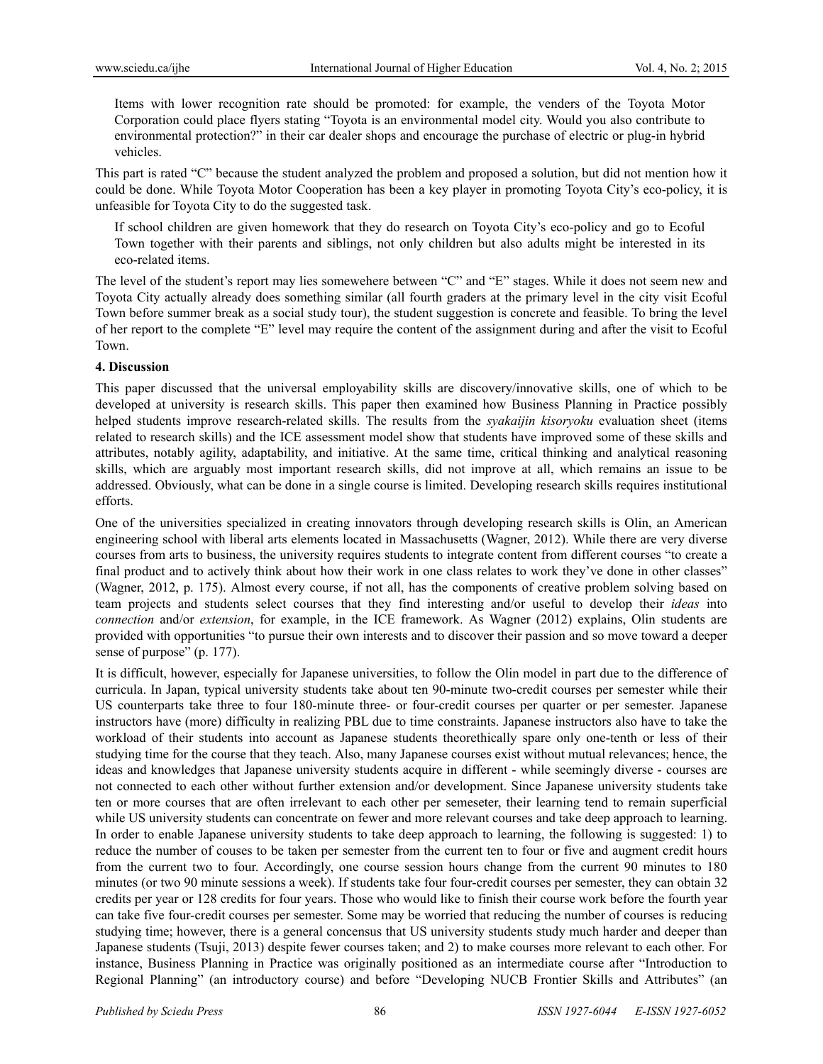> Items with lower recognition rate should be promoted: for example, the venders of the Toyota Motor Corporation could place flyers stating "Toyota is an environmental model city. Would you also contribute to environmental protection?" in their car dealer shops and encourage the purchase of electric or plug-in hybrid vehicles.

This part is rated "C" because the student analyzed the problem and proposed a solution, but did not mention how it could be done. While Toyota Motor Cooperation has been a key player in promoting Toyota City's eco-policy, it is unfeasible for Toyota City to do the suggested task.

> If school children are given homework that they do research on Toyota City's eco-policy and go to Ecoful Town together with their parents and siblings, not only children but also adults might be interested in its eco-related items.

The level of the student's report may lies somewehere between "C" and "E" stages. While it does not seem new and Toyota City actually already does something similar (all fourth graders at the primary level in the city visit Ecoful Town before summer break as a social study tour), the student suggestion is concrete and feasible. To bring the level of her report to the complete "E" level may require the content of the assignment during and after the visit to Ecoful Town.

## 4. Discussion

This paper discussed that the universal employability skills are discovery/innovative skills, one of which to be developed at university is research skills. This paper then examined how Business Planning in Practice possibly helped students improve research-related skills. The results from the *syakaijin kisoryoku* evaluation sheet (items related to research skills) and the ICE assessment model show that students have improved some of these skills and attributes, notably agility, adaptability, and initiative. At the same time, critical thinking and analytical reasoning skills, which are arguably most important research skills, did not improve at all, which remains an issue to be addressed. Obviously, what can be done in a single course is limited. Developing research skills requires institutional efforts.

One of the universities specialized in creating innovators through developing research skills is Olin, an American engineering school with liberal arts elements located in Massachusetts (Wagner, 2012). While there are very diverse courses from arts to business, the university requires students to integrate content from different courses "to create a final product and to actively think about how their work in one class relates to work they've done in other classes" (Wagner, 2012, p. 175). Almost every course, if not all, has the components of creative problem solving based on team projects and students select courses that they find interesting and/or useful to develop their *ideas* into *connection* and/or *extension*, for example, in the ICE framework. As Wagner (2012) explains, Olin students are provided with opportunities "to pursue their own interests and to discover their passion and so move toward a deeper sense of purpose" (p. 177).

It is difficult, however, especially for Japanese universities, to follow the Olin model in part due to the difference of curricula. In Japan, typical university students take about ten 90-minute two-credit courses per semester while their US counterparts take three to four 180-minute three- or four-credit courses per quarter or per semester. Japanese instructors have (more) difficulty in realizing PBL due to time constraints. Japanese instructors also have to take the workload of their students into account as Japanese students theoretically spare only one-tenth or less of their studying time for the course that they teach. Also, many Japanese courses exist without mutual relevances; hence, the ideas and knowledges that Japanese university students acquire in different - while seemingly diverse - courses are not connected to each other without further extension and/or development. Since Japanese university students take ten or more courses that are often irrelevant to each other per semeseter, their learning tend to remain superficial while US university students can concentrate on fewer and more relevant courses and take deep approach to learning. In order to enable Japanese university students to take deep approach to learning, the following is suggested: 1) to reduce the number of couses to be taken per semester from the current ten to four or five and augment credit hours from the current two to four. Accordingly, one course session hours change from the current 90 minutes to 180 minutes (or two 90 minute sessions a week). If students take four four-credit courses per semester, they can obtain 32 credits per year or 128 credits for four years. Those who would like to finish their course work before the fourth year can take five four-credit courses per semester. Some may be worried that reducing the number of courses is reducing studying time; however, there is a general concensus that US university students study much harder and deeper than Japanese students (Tsuji, 2013) despite fewer courses taken; and 2) to make courses more relevant to each other. For instance, Business Planning in Practice was originally positioned as an intermediate course after "Introduction to Regional Planning" (an introductory course) and before "Developing NUCB Frontier Skills and Attributes" (an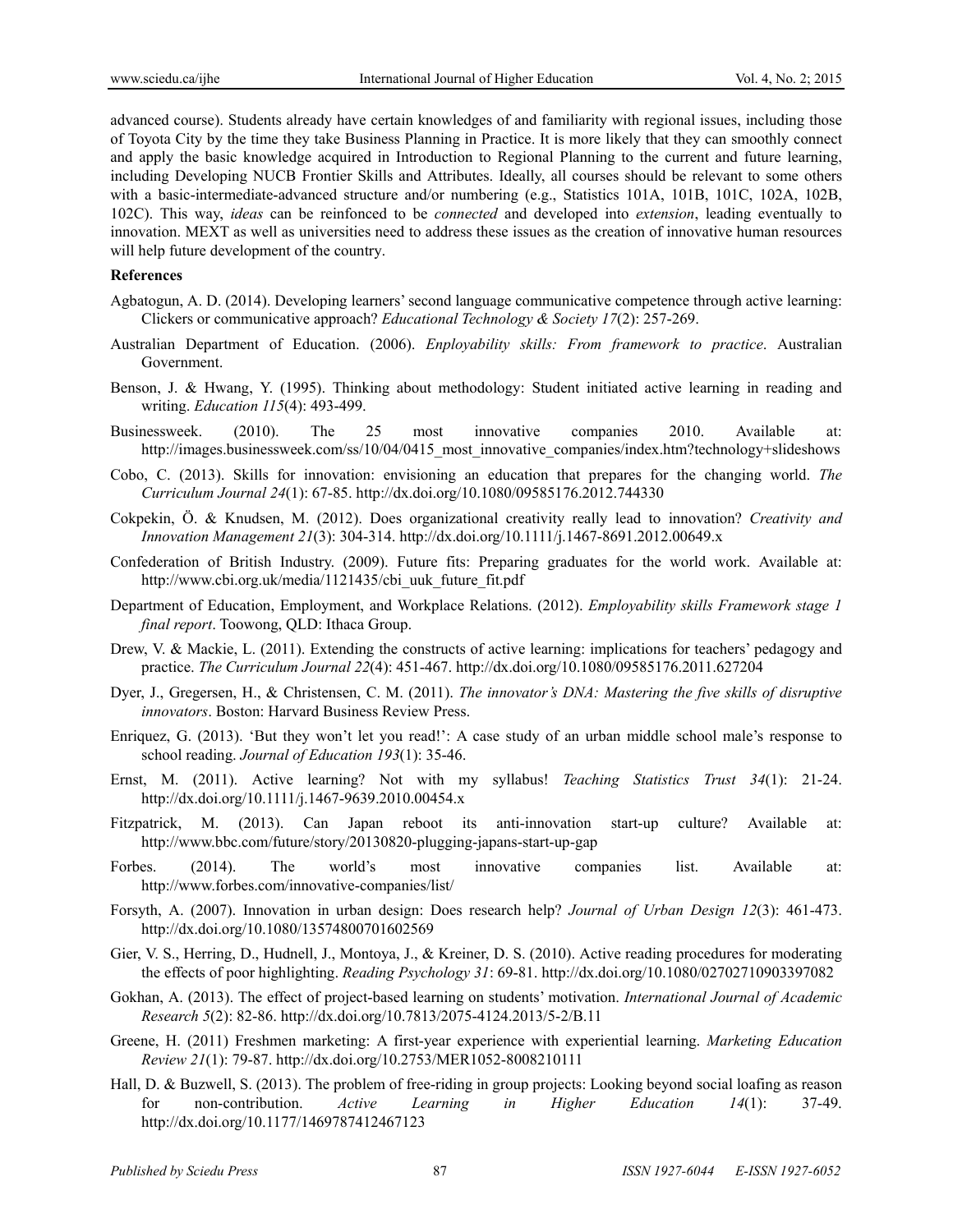advanced course). Students already have certain knowledges of and familiarity with regional issues, including those of Toyota City by the time they take Business Planning in Practice. It is more likely that they can smoothly connect and apply the basic knowledge acquired in Introduction to Regional Planning to the current and future learning, including Developing NUCB Frontier Skills and Attributes. Ideally, all courses should be relevant to some others with a basic-intermediate-advanced structure and/or numbering (e.g., Statistics 101A, 101B, 101C, 102A, 102B, 102C). This way, *ideas* can be reinfonced to be *connected* and developed into *extension*, leading eventually to innovation. MEXT as well as universities need to address these issues as the creation of innovative human resources will help future development of the country.

**References**

Agbatogun, A. D. (2014). Developing learners' second language communicative competence through active learning: Clickers or communicative approach? *Educational Technology & Society 17*(2): 257-269.

Australian Department of Education. (2006). *Enployability skills: From framework to practice*. Australian Government.

Benson, J. & Hwang, Y. (1995). Thinking about methodology: Student initiated active learning in reading and writing. *Education 115*(4): 493-499.

Businessweek. (2010). The 25 most innovative companies 2010. Available at: http://images.businessweek.com/ss/10/04/0415_most_innovative_companies/index.htm?technology+slideshows

Cobo, C. (2013). Skills for innovation: envisioning an education that prepares for the changing world. *The Curriculum Journal 24*(1): 67-85. http://dx.doi.org/10.1080/09585176.2012.744330

Cokpekin, Ö. & Knudsen, M. (2012). Does organizational creativity really lead to innovation? *Creativity and Innovation Management 21*(3): 304-314. http://dx.doi.org/10.1111/j.1467-8691.2012.00649.x

Confederation of British Industry. (2009). Future fits: Preparing graduates for the world work. Available at: http://www.cbi.org.uk/media/1121435/cbi_uuk_future_fit.pdf

Department of Education, Employment, and Workplace Relations. (2012). *Employability skills Framework stage 1 final report*. Toowong, QLD: Ithaca Group.

Drew, V. & Mackie, L. (2011). Extending the constructs of active learning: implications for teachers' pedagogy and practice. *The Curriculum Journal 22*(4): 451-467. http://dx.doi.org/10.1080/09585176.2011.627204

Dyer, J., Gregersen, H., & Christensen, C. M. (2011). *The innovator's DNA: Mastering the five skills of disruptive innovators*. Boston: Harvard Business Review Press.

Enriquez, G. (2013). 'But they won't let you read!': A case study of an urban middle school male's response to school reading. *Journal of Education 193*(1): 35-46.

Ernst, M. (2011). Active learning? Not with my syllabus! *Teaching Statistics Trust 34*(1): 21-24. http://dx.doi.org/10.1111/j.1467-9639.2010.00454.x

Fitzpatrick, M. (2013). Can Japan reboot its anti-innovation start-up culture? Available at: http://www.bbc.com/future/story/20130820-plugging-japans-start-up-gap

Forbes. (2014). The world's most innovative companies list. Available at: http://www.forbes.com/innovative-companies/list/

Forsyth, A. (2007). Innovation in urban design: Does research help? *Journal of Urban Design 12*(3): 461-473. http://dx.doi.org/10.1080/13574800701602569

Gier, V. S., Herring, D., Hudnell, J., Montoya, J., & Kreiner, D. S. (2010). Active reading procedures for moderating the effects of poor highlighting. *Reading Psychology 31*: 69-81. http://dx.doi.org/10.1080/02702710903397082

Gokhan, A. (2013). The effect of project-based learning on students' motivation. *International Journal of Academic Research 5*(2): 82-86. http://dx.doi.org/10.7813/2075-4124.2013/5-2/B.11

Greene, H. (2011) Freshmen marketing: A first-year experience with experiential learning. *Marketing Education Review 21*(1): 79-87. http://dx.doi.org/10.2753/MER1052-8008210111

Hall, D. & Buzwell, S. (2013). The problem of free-riding in group projects: Looking beyond social loafing as reason for non-contribution. *Active Learning in Higher Education 14*(1): 37-49. http://dx.doi.org/10.1177/1469787412467123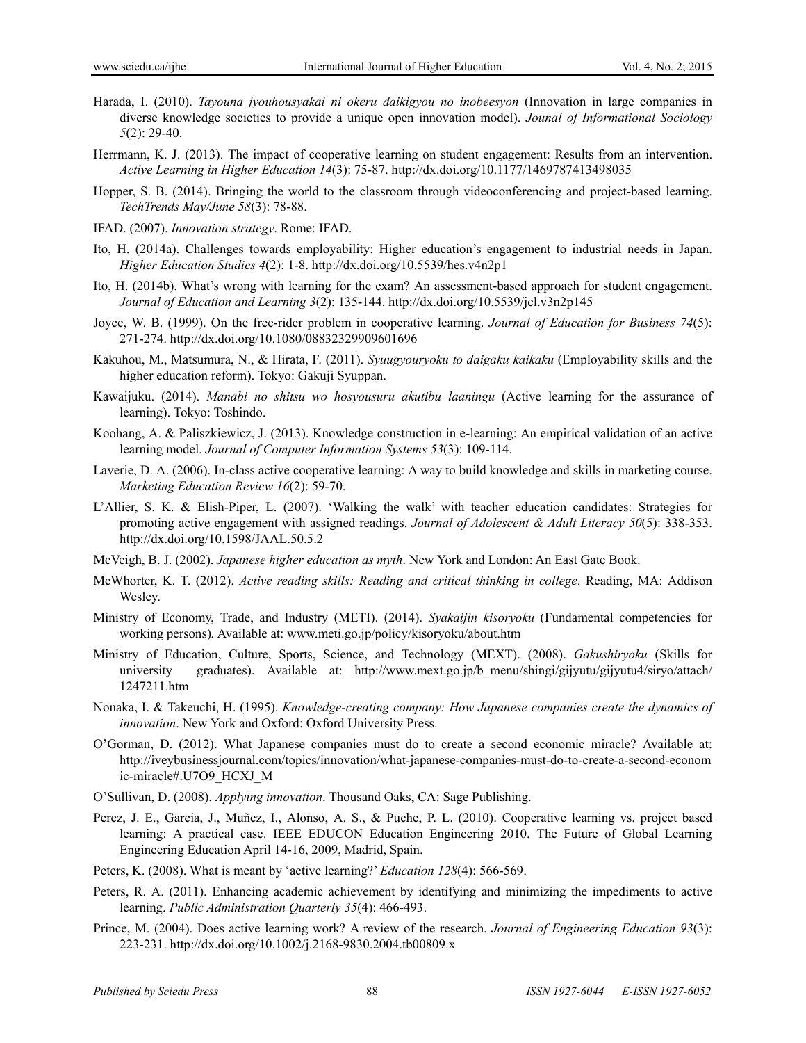Harada, I. (2010). *Tayouna jyouhousyakai ni okeru daikigyou no inobeesyon* (Innovation in large companies in diverse knowledge societies to provide a unique open innovation model). *Jounal of Informational Sociology 5*(2): 29-40.

Herrmann, K. J. (2013). The impact of cooperative learning on student engagement: Results from an intervention. *Active Learning in Higher Education 14*(3): 75-87. http://dx.doi.org/10.1177/1469787413498035

Hopper, S. B. (2014). Bringing the world to the classroom through videoconferencing and project-based learning. *TechTrends May/June 58*(3): 78-88.

IFAD. (2007). *Innovation strategy*. Rome: IFAD.

Ito, H. (2014a). Challenges towards employability: Higher education's engagement to industrial needs in Japan. *Higher Education Studies 4*(2): 1-8. http://dx.doi.org/10.5539/hes.v4n2p1

Ito, H. (2014b). What's wrong with learning for the exam? An assessment-based approach for student engagement. *Journal of Education and Learning 3*(2): 135-144. http://dx.doi.org/10.5539/jel.v3n2p145

Joyce, W. B. (1999). On the free-rider problem in cooperative learning. *Journal of Education for Business 74*(5): 271-274. http://dx.doi.org/10.1080/08832329909601696

Kakuhou, M., Matsumura, N., & Hirata, F. (2011). *Syuugyouryoku to daigaku kaikaku* (Employability skills and the higher education reform). Tokyo: Gakuji Syuppan.

Kawaijuku. (2014). *Manabi no shitsu wo hosyousuru akutibu laaningu* (Active learning for the assurance of learning). Tokyo: Toshindo.

Koohang, A. & Paliszkiewicz, J. (2013). Knowledge construction in e-learning: An empirical validation of an active learning model. *Journal of Computer Information Systems 53*(3): 109-114.

Laverie, D. A. (2006). In-class active cooperative learning: A way to build knowledge and skills in marketing course. *Marketing Education Review 16*(2): 59-70.

L'Allier, S. K. & Elish-Piper, L. (2007). 'Walking the walk' with teacher education candidates: Strategies for promoting active engagement with assigned readings. *Journal of Adolescent & Adult Literacy 50*(5): 338-353. http://dx.doi.org/10.1598/JAAL.50.5.2

McVeigh, B. J. (2002). *Japanese higher education as myth*. New York and London: An East Gate Book.

McWhorter, K. T. (2012). *Active reading skills: Reading and critical thinking in college*. Reading, MA: Addison Wesley.

Ministry of Economy, Trade, and Industry (METI). (2014). *Syakaijin kisoryoku* (Fundamental competencies for working persons). Available at: www.meti.go.jp/policy/kisoryoku/about.htm

Ministry of Education, Culture, Sports, Science, and Technology (MEXT). (2008). *Gakushiryoku* (Skills for university graduates). Available at: http://www.mext.go.jp/b_menu/shingi/gijyutu/gijyutu4/siryo/attach/1247211.htm

Nonaka, I. & Takeuchi, H. (1995). *Knowledge-creating company: How Japanese companies create the dynamics of innovation*. New York and Oxford: Oxford University Press.

O'Gorman, D. (2012). What Japanese companies must do to create a second economic miracle? Available at: http://iveybusinessjournal.com/topics/innovation/what-japanese-companies-must-do-to-create-a-second-economic-miracle#.U7O9_HCXJ_M

O'Sullivan, D. (2008). *Applying innovation*. Thousand Oaks, CA: Sage Publishing.

Perez, J. E., Garcia, J., Muñez, I., Alonso, A. S., & Puche, P. L. (2010). Cooperative learning vs. project based learning: A practical case. IEEE EDUCON Education Engineering 2010. The Future of Global Learning Engineering Education April 14-16, 2009, Madrid, Spain.

Peters, K. (2008). What is meant by 'active learning?' *Education 128*(4): 566-569.

Peters, R. A. (2011). Enhancing academic achievement by identifying and minimizing the impediments to active learning. *Public Administration Quarterly 35*(4): 466-493.

Prince, M. (2004). Does active learning work? A review of the research. *Journal of Engineering Education 93*(3): 223-231. http://dx.doi.org/10.1002/j.2168-9830.2004.tb00809.x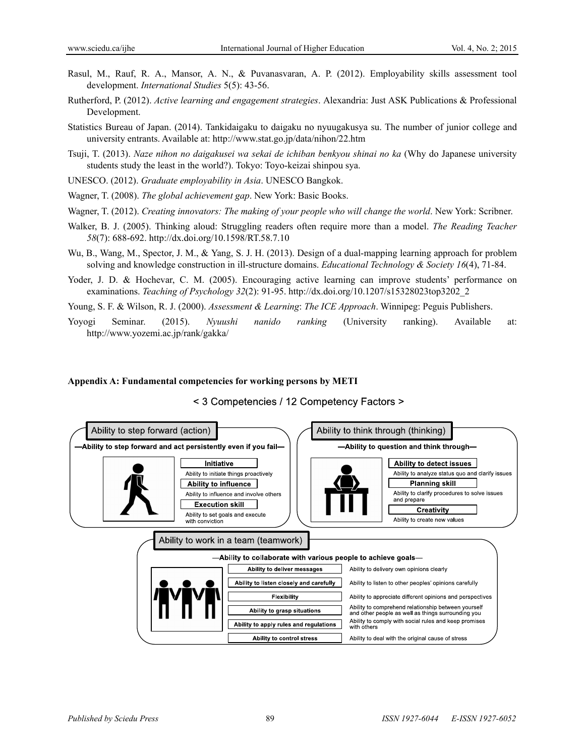Rasul, M., Rauf, R. A., Mansor, A. N., & Puvanasvaran, A. P. (2012). Employability skills assessment tool development. *International Studies* 5(5): 43-56.

Rutherford, P. (2012). *Active learning and engagement strategies*. Alexandria: Just ASK Publications & Professional Development.

Statistics Bureau of Japan. (2014). Tankidaigaku to daigaku no nyuugakusya su. The number of junior college and university entrants. Available at: http://www.stat.go.jp/data/nihon/22.htm

Tsuji, T. (2013). *Naze nihon no daigakusei wa sekai de ichiban benkyou shinai no ka* (Why do Japanese university students study the least in the world?). Tokyo: Toyo-keizai shinpou sya.

UNESCO. (2012). *Graduate employability in Asia*. UNESCO Bangkok.

Wagner, T. (2008). *The global achievement gap*. New York: Basic Books.

Wagner, T. (2012). *Creating innovators: The making of your people who will change the world*. New York: Scribner.

Walker, B. J. (2005). Thinking aloud: Struggling readers often require more than a model. *The Reading Teacher 58*(7): 688-692. http://dx.doi.org/10.1598/RT.58.7.10

Wu, B., Wang, M., Spector, J. M., & Yang, S. J. H. (2013). Design of a dual-mapping learning approach for problem solving and knowledge construction in ill-structure domains. *Educational Technology & Society 16*(4), 71-84.

Yoder, J. D. & Hochevar, C. M. (2005). Encouraging active learning can improve students' performance on examinations. *Teaching of Psychology 32*(2): 91-95. http://dx.doi.org/10.1207/s15328023top3202_2

Young, S. F. & Wilson, R. J. (2000). *Assessment & Learning*: *The ICE Approach*. Winnipeg: Peguis Publishers.

Yoyogi Seminar. (2015). *Nyuushi nanido ranking* (University ranking). Available at: http://www.yozemi.ac.jp/rank/gakka/

**Appendix A: Fundamental competencies for working persons by METI**

< 3 Competencies / 12 Competency Factors >

**Ability to step forward (action)**

—Ability to step forward and act persistently even if you fail—

- **Initiative**: Ability to initiate things proactively
- **Ability to influence**: Ability to influence and involve others
- **Execution skill**: Ability to set goals and execute with conviction

**Ability to think through (thinking)**

—Ability to question and think through—

- **Ability to detect issues**: Ability to analyze status quo and clarify issues
- **Planning skill**: Ability to clarify procedures to solve issues and prepare
- **Creativity**: Ability to create new values

**Ability to work in a team (teamwork)**

—Ability to collaborate with various people to achieve goals—

- **Ability to deliver messages**: Ability to delivery own opinions clearly
- **Ability to listen closely and carefully**: Ability to listen to other peoples' opinions carefully
- **Flexibility**: Ability to appreciate different opinions and perspectives
- **Ability to grasp situations**: Ability to comprehend relationship between yourself and other people as well as things surrounding you
- **Ability to apply rules and regulations**: Ability to comply with social rules and keep promises with others
- **Ability to control stress**: Ability to deal with the original cause of stress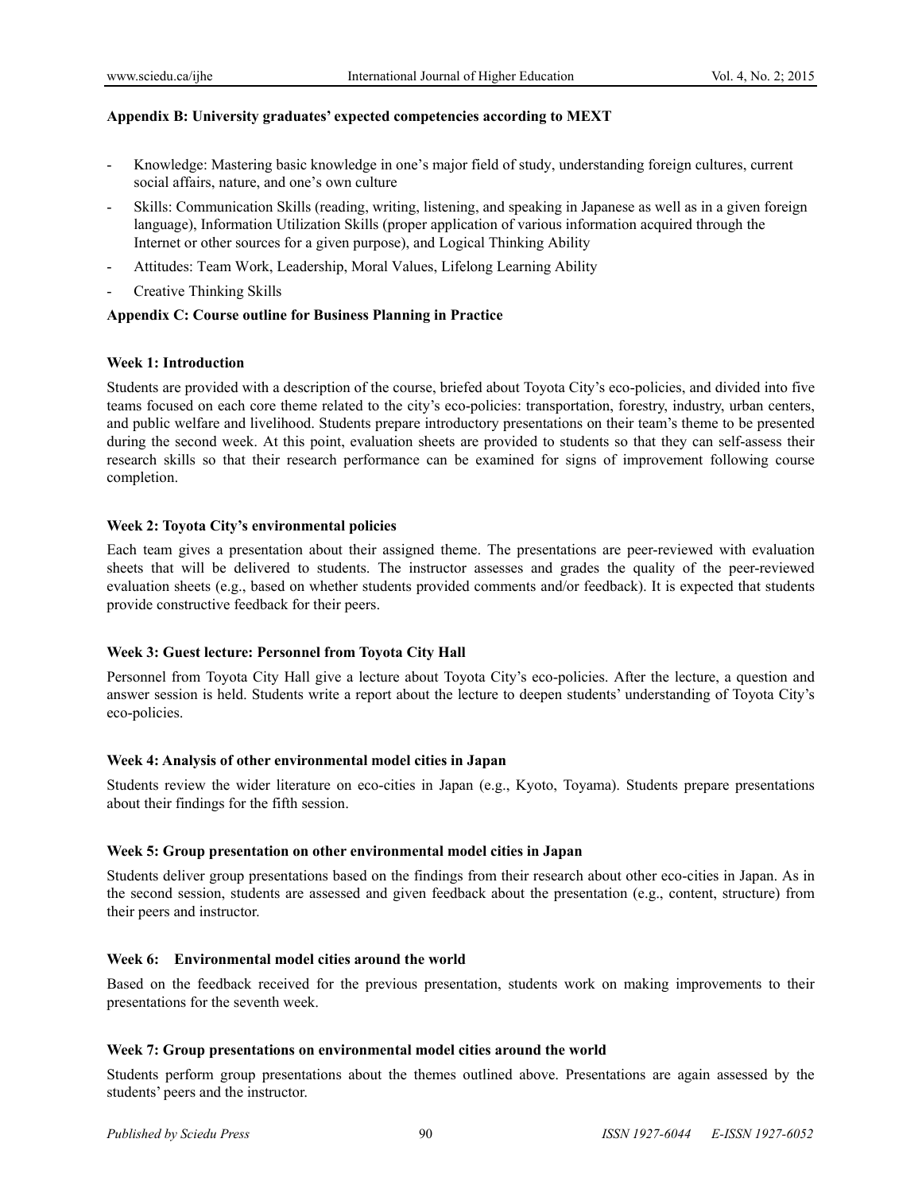### Appendix B: University graduates' expected competencies according to MEXT

- Knowledge: Mastering basic knowledge in one's major field of study, understanding foreign cultures, current social affairs, nature, and one's own culture
- Skills: Communication Skills (reading, writing, listening, and speaking in Japanese as well as in a given foreign language), Information Utilization Skills (proper application of various information acquired through the Internet or other sources for a given purpose), and Logical Thinking Ability
- Attitudes: Team Work, Leadership, Moral Values, Lifelong Learning Ability
- Creative Thinking Skills

### Appendix C: Course outline for Business Planning in Practice

**Week 1: Introduction**

Students are provided with a description of the course, briefed about Toyota City's eco-policies, and divided into five teams focused on each core theme related to the city's eco-policies: transportation, forestry, industry, urban centers, and public welfare and livelihood. Students prepare introductory presentations on their team's theme to be presented during the second week. At this point, evaluation sheets are provided to students so that they can self-assess their research skills so that their research performance can be examined for signs of improvement following course completion.

**Week 2: Toyota City's environmental policies**

Each team gives a presentation about their assigned theme. The presentations are peer-reviewed with evaluation sheets that will be delivered to students. The instructor assesses and grades the quality of the peer-reviewed evaluation sheets (e.g., based on whether students provided comments and/or feedback). It is expected that students provide constructive feedback for their peers.

**Week 3: Guest lecture: Personnel from Toyota City Hall**

Personnel from Toyota City Hall give a lecture about Toyota City's eco-policies. After the lecture, a question and answer session is held. Students write a report about the lecture to deepen students' understanding of Toyota City's eco-policies.

**Week 4: Analysis of other environmental model cities in Japan**

Students review the wider literature on eco-cities in Japan (e.g., Kyoto, Toyama). Students prepare presentations about their findings for the fifth session.

**Week 5: Group presentation on other environmental model cities in Japan**

Students deliver group presentations based on the findings from their research about other eco-cities in Japan. As in the second session, students are assessed and given feedback about the presentation (e.g., content, structure) from their peers and instructor.

**Week 6: Environmental model cities around the world**

Based on the feedback received for the previous presentation, students work on making improvements to their presentations for the seventh week.

**Week 7: Group presentations on environmental model cities around the world**

Students perform group presentations about the themes outlined above. Presentations are again assessed by the students' peers and the instructor.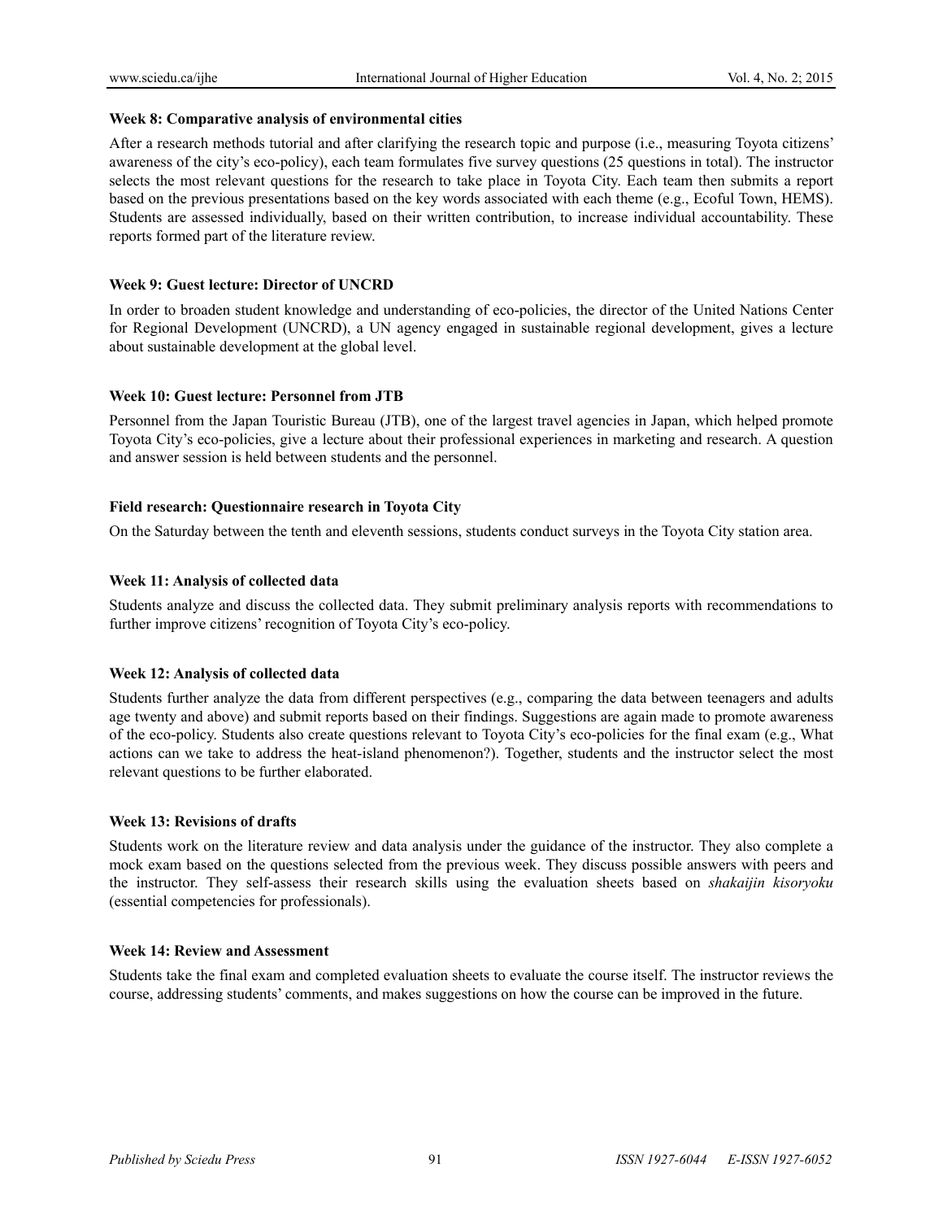**Week 8: Comparative analysis of environmental cities**

After a research methods tutorial and after clarifying the research topic and purpose (i.e., measuring Toyota citizens' awareness of the city's eco-policy), each team formulates five survey questions (25 questions in total). The instructor selects the most relevant questions for the research to take place in Toyota City. Each team then submits a report based on the previous presentations based on the key words associated with each theme (e.g., Ecoful Town, HEMS). Students are assessed individually, based on their written contribution, to increase individual accountability. These reports formed part of the literature review.

**Week 9: Guest lecture: Director of UNCRD**

In order to broaden student knowledge and understanding of eco-policies, the director of the United Nations Center for Regional Development (UNCRD), a UN agency engaged in sustainable regional development, gives a lecture about sustainable development at the global level.

**Week 10: Guest lecture: Personnel from JTB**

Personnel from the Japan Touristic Bureau (JTB), one of the largest travel agencies in Japan, which helped promote Toyota City's eco-policies, give a lecture about their professional experiences in marketing and research. A question and answer session is held between students and the personnel.

**Field research: Questionnaire research in Toyota City**

On the Saturday between the tenth and eleventh sessions, students conduct surveys in the Toyota City station area.

**Week 11: Analysis of collected data**

Students analyze and discuss the collected data. They submit preliminary analysis reports with recommendations to further improve citizens' recognition of Toyota City's eco-policy.

**Week 12: Analysis of collected data**

Students further analyze the data from different perspectives (e.g., comparing the data between teenagers and adults age twenty and above) and submit reports based on their findings. Suggestions are again made to promote awareness of the eco-policy. Students also create questions relevant to Toyota City's eco-policies for the final exam (e.g., What actions can we take to address the heat-island phenomenon?). Together, students and the instructor select the most relevant questions to be further elaborated.

**Week 13: Revisions of drafts**

Students work on the literature review and data analysis under the guidance of the instructor. They also complete a mock exam based on the questions selected from the previous week. They discuss possible answers with peers and the instructor. They self-assess their research skills using the evaluation sheets based on *shakaijin kisoryoku* (essential competencies for professionals).

**Week 14: Review and Assessment**

Students take the final exam and completed evaluation sheets to evaluate the course itself. The instructor reviews the course, addressing students' comments, and makes suggestions on how the course can be improved in the future.